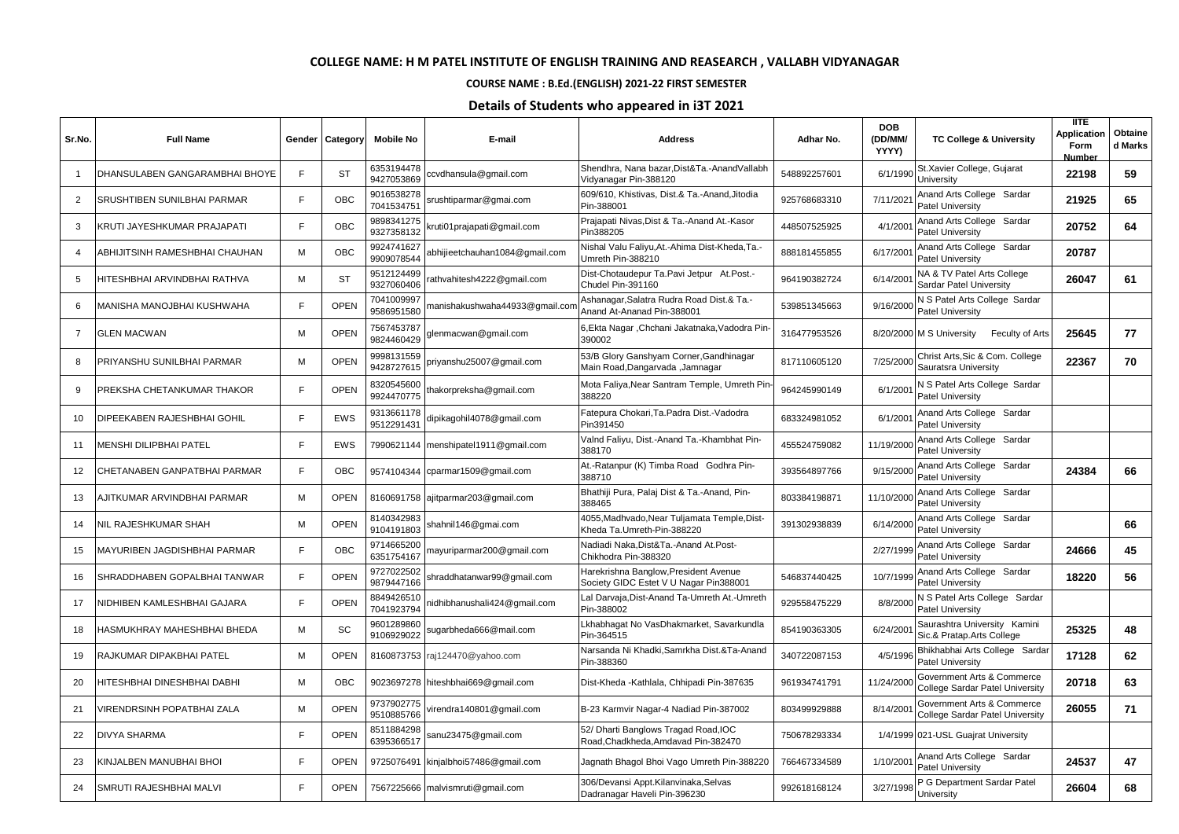**COLLEGE NAME: H M PATEL INSTITUTE OF ENGLISH TRAINING AND REASEARCH , VALLABH VIDYANAGAR**

**COURSE NAME : B.Ed.(ENGLISH) 2021-22 FIRST SEMESTER**

## Details of Students who appeared in i3T 2021

| Sr.No. | Full Name | Gender | Category | Mobile No | E-mail | Address | Adhar No. | DOB (DD/MM/ YYYY) | TC College & University | IITE Application Form Number | Obtained Marks |
|---|---|---|---|---|---|---|---|---|---|---|---|
| 1 | DHANSULABEN GANGARAMBHAI BHOYE | F | ST | 6353194478 9427053869 | ccvdhansula@gmail.com | Shendhra, Nana bazar,Dist&Ta.-AnandVallabh Vidyanagar Pin-388120 | 548892257601 | 6/1/1990 | St.Xavier College, Gujarat University | 22198 | 59 |
| 2 | SRUSHTIBEN SUNILBHAI PARMAR | F | OBC | 9016538278 7041534751 | srushtiparmar@gmai.com | 609/610, Khistivas, Dist.& Ta.-Anand,Jitodia Pin-388001 | 925768683310 | 7/11/2021 | Anand Arts College Sardar Patel University | 21925 | 65 |
| 3 | KRUTI JAYESHKUMAR PRAJAPATI | F | OBC | 9898341275 9327358132 | kruti01prajapati@gmail.com | Prajapati Nivas,Dist & Ta.-Anand At.-Kasor Pin388205 | 448507525925 | 4/1/2001 | Anand Arts College Sardar Patel University | 20752 | 64 |
| 4 | ABHIJITSINH RAMESHBHAI CHAUHAN | M | OBC | 9924741627 9909078544 | abhijieetchauhan1084@gmail.com | Nishal Valu Faliyu,At.-Ahima Dist-Kheda,Ta.-Umreth Pin-388210 | 888181455855 | 6/17/2001 | Anand Arts College Sardar Patel University | 20787 | |
| 5 | HITESHBHAI ARVINDBHAI RATHVA | M | ST | 9512124499 9327060406 | rathvahitesh4222@gmail.com | Dist-Chotaudepur Ta.Pavi Jetpur At.Post.-Chudel Pin-391160 | 964190382724 | 6/14/2001 | NA & TV Patel Arts College Sardar Patel University | 26047 | 61 |
| 6 | MANISHA MANOJBHAI KUSHWAHA | F | OPEN | 7041009997 9586951580 | manishakushwaha44933@gmail.com | Ashanagar,Salatra Rudra Road Dist.& Ta.-Anand At-Ananad Pin-388001 | 539851345663 | 9/16/2000 | N S Patel Arts College Sardar Patel University | | |
| 7 | GLEN MACWAN | M | OPEN | 7567453787 9824460429 | glenmacwan@gmail.com | 6,Ekta Nagar ,Chchani Jakatnaka,Vadodra Pin-390002 | 316477953526 | 8/20/2000 | M S University Feculty of Arts | 25645 | 77 |
| 8 | PRIYANSHU SUNILBHAI PARMAR | M | OPEN | 9998131559 9428727615 | priyanshu25007@gmail.com | 53/B Glory Ganshyam Corner,Gandhinagar Main Road,Dangarvada ,Jamnagar | 817110605120 | 7/25/2000 | Christ Arts,Sic & Com. College Sauratsra University | 22367 | 70 |
| 9 | PREKSHA CHETANKUMAR THAKOR | F | OPEN | 8320545600 9924470775 | thakorpreksha@gmail.com | Mota Faliya,Near Santram Temple, Umreth Pin-388220 | 964245990149 | 6/1/2001 | N S Patel Arts College Sardar Patel University | | |
| 10 | DIPEEKABEN RAJESHBHAI GOHIL | F | EWS | 9313661178 9512291431 | dipikagohil4078@gmail.com | Fatepura Chokari,Ta.Padra Dist.-Vadodra Pin391450 | 683324981052 | 6/1/2001 | Anand Arts College Sardar Patel University | | |
| 11 | MENSHI DILIPBHAI PATEL | F | EWS | 7990621144 | menshipatel1911@gmail.com | Valnd Faliyu, Dist.-Anand Ta.-Khambhat Pin-388170 | 455524759082 | 11/19/2000 | Anand Arts College Sardar Patel University | | |
| 12 | CHETANABEN GANPATBHAI PARMAR | F | OBC | 9574104344 | cparmar1509@gmail.com | At.-Ratanpur (K) Timba Road Godhra Pin-388710 | 393564897766 | 9/15/2000 | Anand Arts College Sardar Patel University | 24384 | 66 |
| 13 | AJITKUMAR ARVINDBHAI PARMAR | M | OPEN | 8160691758 | ajitparmar203@gmail.com | Bhathiji Pura, Palaj Dist & Ta.-Anand, Pin-388465 | 803384198871 | 11/10/2000 | Anand Arts College Sardar Patel University | | |
| 14 | NIL RAJESHKUMAR SHAH | M | OPEN | 8140342983 9104191803 | shahnil146@gmai.com | 4055,Madhvado,Near Tuljamata Temple,Dist-Kheda Ta.Umreth-Pin-388220 | 391302938839 | 6/14/2000 | Anand Arts College Sardar Patel University | | 66 |
| 15 | MAYURIBEN JAGDISHBHAI PARMAR | F | OBC | 9714665200 6351754167 | mayuriparmar200@gmail.com | Nadiadi Naka,Dist&Ta.-Anand At.Post-Chikhodra Pin-388320 | | 2/27/1999 | Anand Arts College Sardar Patel University | 24666 | 45 |
| 16 | SHRADDHABEN GOPALBHAI TANWAR | F | OPEN | 9727022502 9879447166 | shraddhatanwar99@gmail.com | Harekrishna Banglow,President Avenue Society GIDC Estet V U Nagar Pin388001 | 546837440425 | 10/7/1999 | Anand Arts College Sardar Patel University | 18220 | 56 |
| 17 | NIDHIBEN KAMLESHBHAI GAJARA | F | OPEN | 8849426510 7041923794 | nidhibhanushali424@gmail.com | Lal Darvaja,Dist-Anand Ta-Umreth At.-Umreth Pin-388002 | 929558475229 | 8/8/2000 | N S Patel Arts College Sardar Patel University | | |
| 18 | HASMUKHRAY MAHESHBHAI BHEDA | M | SC | 9601289860 9106929022 | sugarbheda666@mail.com | Lkhabhagat No VasDhakmarket, Savarkundla Pin-364515 | 854190363305 | 6/24/2001 | Saurashtra University Kamini Sic.& Pratap.Arts College | 25325 | 48 |
| 19 | RAJKUMAR DIPAKBHAI PATEL | M | OPEN | 8160873753 | raj124470@yahoo.com | Narsanda Ni Khadki,Samrkha Dist.&Ta-Anand Pin-388360 | 340722087153 | 4/5/1996 | Bhikhabhai Arts College Sardar Patel University | 17128 | 62 |
| 20 | HITESHBHAI DINESHBHAI DABHI | M | OBC | 9023697278 | hiteshbhai669@gmail.com | Dist-Kheda -Kathlala, Chhipadi Pin-387635 | 961934741791 | 11/24/2000 | Government Arts & Commerce College Sardar Patel University | 20718 | 63 |
| 21 | VIRENDRSINH POPATBHAI ZALA | M | OPEN | 9737902775 9510885766 | virendra140801@gmail.com | B-23 Karmvir Nagar-4 Nadiad Pin-387002 | 803499929888 | 8/14/2001 | Government Arts & Commerce College Sardar Patel University | 26055 | 71 |
| 22 | DIVYA SHARMA | F | OPEN | 8511884298 6395366517 | sanu23475@gmail.com | 52/ Dharti Banglows Tragad Road,IOC Road,Chadkheda,Amdavad Pin-382470 | 750678293334 | 1/4/1999 | 021-USL Guajrat University | | |
| 23 | KINJALBEN MANUBHAI BHOI | F | OPEN | 9725076491 | kinjalbhoi57486@gmail.com | Jagnath Bhagol Bhoi Vago Umreth Pin-388220 | 766467334589 | 1/10/2001 | Anand Arts College Sardar Patel University | 24537 | 47 |
| 24 | SMRUTI RAJESHBHAI MALVI | F | OPEN | 7567225666 | malvismruti@gmail.com | 306/Devansi Appt.Kilanvinaka,Selvas Dadranagar Haveli Pin-396230 | 992618168124 | 3/27/1998 | P G Department Sardar Patel University | 26604 | 68 |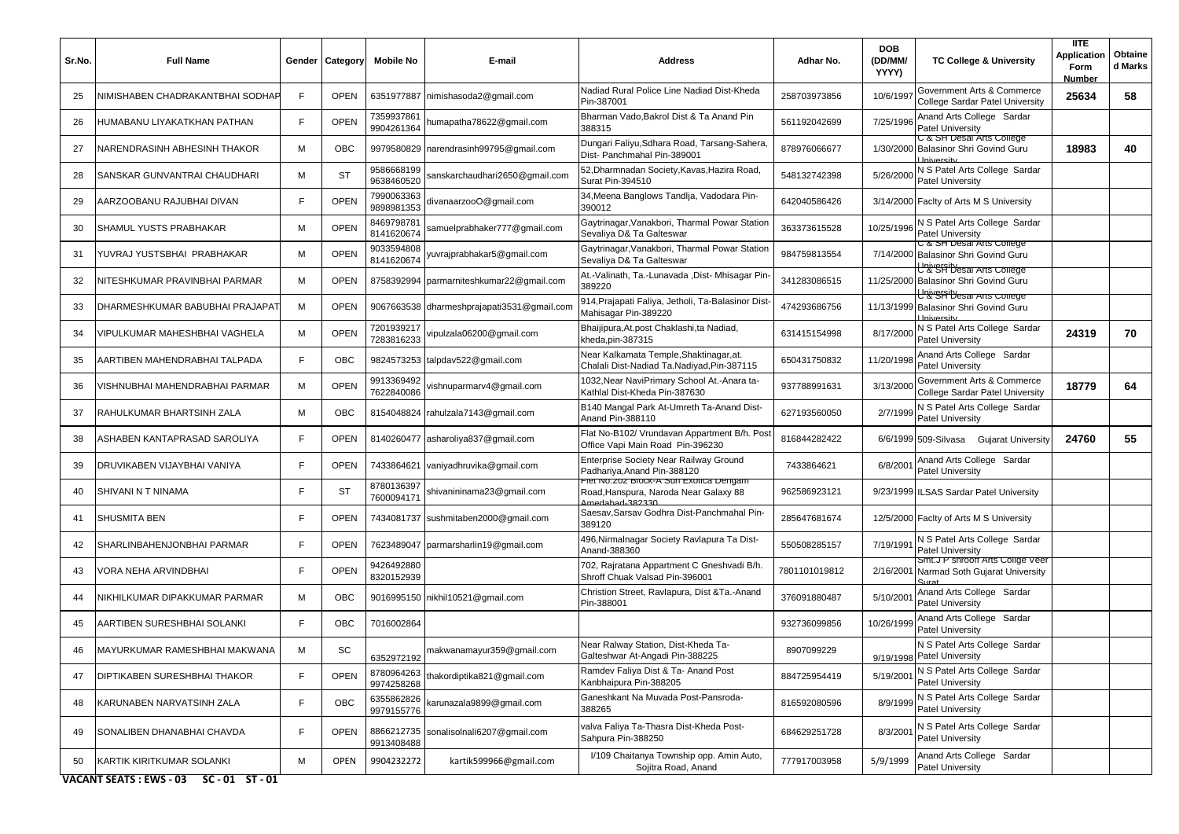| Sr.No. | Full Name | Gender | Category | Mobile No | E-mail | Address | Adhar No. | DOB (DD/MM/ YYYY) | TC College & University | IITE Application Form Number | Obtained Marks |
|---|---|---|---|---|---|---|---|---|---|---|---|
| 25 | NIMISHABEN CHADRAKANTBHAI SODHAP | F | OPEN | 6351977887 | nimishasoda2@gmail.com | Nadiad Rural Police Line Nadiad Dist-Kheda Pin-387001 | 258703973856 | 10/6/1997 | Government Arts & Commerce College Sardar Patel University | 25634 | 58 |
| 26 | HUMABANU LIYAKATKHAN PATHAN | F | OPEN | 7359937861 9904261364 | humapatha78622@gmail.com | Bharman Vado,Bakrol Dist & Ta Anand Pin 388315 | 561192042699 | 7/25/1996 | Anand Arts College Sardar Patel University | | |
| 27 | NARENDRASINH ABHESINH THAKOR | M | OBC | 9979580829 | narendrasinh99795@gmail.com | Dungari Faliyu,Sdhara Road, Tarsang-Sahera, Dist- Panchmahal Pin-389001 | 878976066677 | 1/30/2000 | C & SH Desai Arts College Balasinor Shri Govind Guru University | 18983 | 40 |
| 28 | SANSKAR GUNVANTRAI CHAUDHARI | M | ST | 9586668199 9638460520 | sanskarchaudhari2650@gmail.com | 52,Dharmnadan Society,Kavas,Hazira Road, Surat Pin-394510 | 548132742398 | 5/26/2000 | N S Patel Arts College Sardar Patel University | | |
| 29 | AARZOOBANU RAJUBHAI DIVAN | F | OPEN | 7990063363 9898981353 | divanaarzooO@gmail.com | 34,Meena Banglows Tandlja, Vadodara Pin-390012 | 642040586426 | 3/14/2000 | Faclty of Arts M S University | | |
| 30 | SHAMUL YUSTS PRABHAKAR | M | OPEN | 8469798781 8141620674 | samuelprabhaker777@gmail.com | Gaytrinagar,Vanakbori, Tharmal Powar Station Sevaliya D& Ta Galteswar | 363373615528 | 10/25/1996 | N S Patel Arts College Sardar Patel University | | |
| 31 | YUVRAJ YUSTSBHAI PRABHAKAR | M | OPEN | 9033594808 8141620674 | yuvrajprabhakar5@gmail.com | Gaytrinagar,Vanakbori, Tharmal Powar Station Sevaliya D& Ta Galteswar | 984759813554 | 7/14/2000 | C & SH Desai Arts College Balasinor Shri Govind Guru University | | |
| 32 | NITESHKUMAR PRAVINBHAI PARMAR | M | OPEN | 8758392994 | parmarniteshkumar22@gmail.com | At.-Valinath, Ta.-Lunavada ,Dist- Mhisagar Pin-389220 | 341283086515 | 11/25/2000 | C & SH Desai Arts College Balasinor Shri Govind Guru University | | |
| 33 | DHARMESHKUMAR BABUBHAI PRAJAPAT | M | OPEN | 9067663538 | dharmeshprajapati3531@gmail.com | 914,Prajapati Faliya, Jetholi, Ta-Balasinor Dist-Mahisagar Pin-389220 | 474293686756 | 11/13/1999 | C & SH Desai Arts College Balasinor Shri Govind Guru University | | |
| 34 | VIPULKUMAR MAHESHBHAI VAGHELA | M | OPEN | 7201939217 7283816233 | vipulzala06200@gmail.com | Bhaijipura,At.post Chaklashi,ta Nadiad, kheda,pin-387315 | 631415154998 | 8/17/2000 | N S Patel Arts College Sardar Patel University | 24319 | 70 |
| 35 | AARTIBEN MAHENDRABHAI TALPADA | F | OBC | 9824573253 | talpdav522@gmail.com | Near Kalkamata Temple,Shaktinagar,at. Chalali Dist-Nadiad Ta.Nadiyad,Pin-387115 | 650431750832 | 11/20/1998 | Anand Arts College Sardar Patel University | | |
| 36 | VISHNUBHAI MAHENDRABHAI PARMAR | M | OPEN | 9913369492 7622840086 | vishnuparmarv4@gmail.com | 1032,Near NaviPrimary School At.-Anara ta-Kathlal Dist-Kheda Pin-387630 | 937788991631 | 3/13/2000 | Government Arts & Commerce College Sardar Patel University | 18779 | 64 |
| 37 | RAHULKUMAR BHARTSINH ZALA | M | OBC | 8154048824 | rahulzala7143@gmail.com | B140 Mangal Park At-Umreth Ta-Anand Dist-Anand Pin-388110 | 627193560050 | 2/7/1999 | N S Patel Arts College Sardar Patel University | | |
| 38 | ASHABEN KANTAPRASAD SAROLIYA | F | OPEN | 8140260477 | asharoliya837@gmail.com | Flat No-B102/ Vrundavan Appartment B/h. Post Office Vapi Main Road Pin-396230 | 816844282422 | 6/6/1999 | 509-Silvasa Gujarat University | 24760 | 55 |
| 39 | DRUVIKABEN VIJAYBHAI VANIYA | F | OPEN | 7433864621 | vaniyadhruvika@gmail.com | Enterprise Society Near Railway Ground Padhariya,Anand Pin-388120 | 7433864621 | 6/8/2001 | Anand Arts College Sardar Patel University | | |
| 40 | SHIVANI N T NINAMA | F | ST | 8780136397 7600094171 | shivanininama23@gmail.com | Flet No.202 Block-A Sun Exotica Dengam Road,Hanspura, Naroda Near Galaxy 88 Amedabad-382330 | 962586923121 | 9/23/1999 | ILSAS Sardar Patel University | | |
| 41 | SHUSMITA BEN | F | OPEN | 7434081737 | sushmitaben2000@gmail.com | Saesav,Sarsav Godhra Dist-Panchmahal Pin-389120 | 285647681674 | 12/5/2000 | Faclty of Arts M S University | | |
| 42 | SHARLINBAHENJONBHAI PARMAR | F | OPEN | 7623489047 | parmarsharlin19@gmail.com | 496,Nirmalnagar Society Ravlapura Ta Dist-Anand-388360 | 550508285157 | 7/19/1991 | N S Patel Arts College Sardar Patel University | | |
| 43 | VORA NEHA ARVINDBHAI | F | OPEN | 9426492880 8320152939 | | 702, Rajratana Appartment C Gneshvadi B/h. Shroff Chuak Valsad Pin-396001 | 7801101019812 | 2/16/2001 | Smt.J P shrooff Arts Collge Veer Narmad Soth Gujarat University Surat | | |
| 44 | NIKHILKUMAR DIPAKKUMAR PARMAR | M | OBC | 9016995150 | nikhil10521@gmail.com | Christion Street, Ravlapura, Dist &Ta.-Anand Pin-388001 | 376091880487 | 5/10/2001 | Anand Arts College Sardar Patel University | | |
| 45 | AARTIBEN SURESHBHAI SOLANKI | F | OBC | 7016002864 | | | 932736099856 | 10/26/1999 | Anand Arts College Sardar Patel University | | |
| 46 | MAYURKUMAR RAMESHBHAI MAKWANA | M | SC | 6352972192 | makwanamayur359@gmail.com | Near Ralway Station, Dist-Kheda Ta-Galteshwar At-Angadi Pin-388225 | 8907099229 | 9/19/1998 | N S Patel Arts College Sardar Patel University | | |
| 47 | DIPTIKABEN SURESHBHAI THAKOR | F | OPEN | 8780964263 9974258268 | thakordiptika821@gmail.com | Ramdev Faliya Dist & Ta- Anand Post Kanbhaipura Pin-388205 | 884725954419 | 5/19/2001 | N S Patel Arts College Sardar Patel University | | |
| 48 | KARUNABEN NARVATSINH ZALA | F | OBC | 6355862826 9979155776 | karunazala9899@gmail.com | Ganeshkant Na Muvada Post-Pansroda-388265 | 816592080596 | 8/9/1999 | N S Patel Arts College Sardar Patel University | | |
| 49 | SONALIBEN DHANABHAI CHAVDA | F | OPEN | 8866212735 9913408488 | sonalisolnali6207@gmail.com | valva Faliya Ta-Thasra Dist-Kheda Post-Sahpura Pin-388250 | 684629251728 | 8/3/2001 | N S Patel Arts College Sardar Patel University | | |
| 50 | KARTIK KIRITKUMAR SOLANKI | M | OPEN | 9904232272 | kartik599966@gmail.com | I/109 Chaitanya Township opp. Amin Auto, Sojitra Road, Anand | 777917003958 | 5/9/1999 | Anand Arts College Sardar Patel University | | |

**VACANT SEATS : EWS - 03 SC - 01 ST - 01**